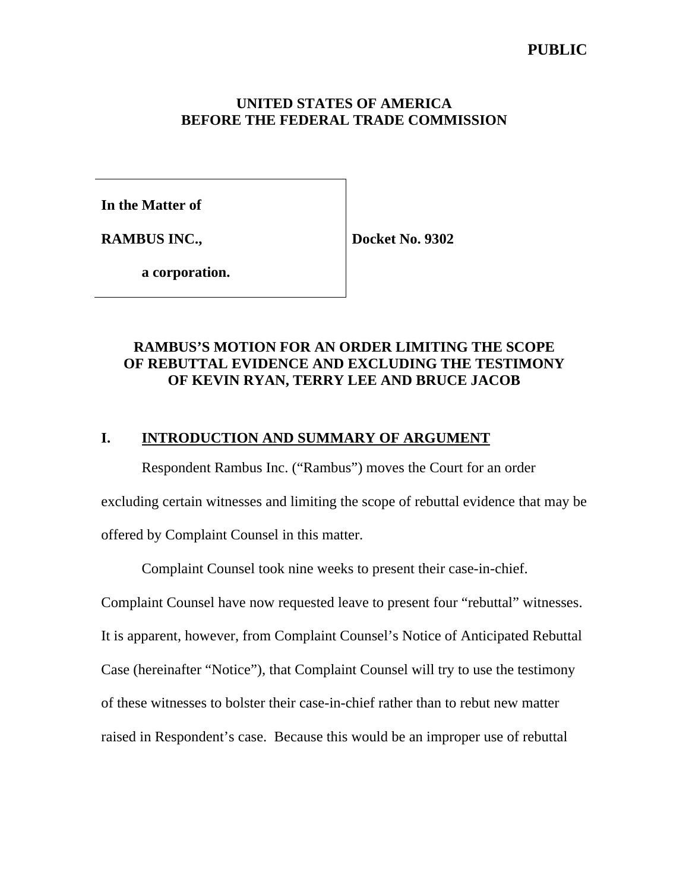**PUBLIC**

**UNITED STATES OF AMERICA**
**BEFORE THE FEDERAL TRADE COMMISSION**

| | |
|---|---|
| **In the Matter of** <br><br> **RAMBUS INC.,** <br><br> **a corporation.** | **Docket No. 9302** |

# RAMBUS'S MOTION FOR AN ORDER LIMITING THE SCOPE OF REBUTTAL EVIDENCE AND EXCLUDING THE TESTIMONY OF KEVIN RYAN, TERRY LEE AND BRUCE JACOB

## I. INTRODUCTION AND SUMMARY OF ARGUMENT

Respondent Rambus Inc. ("Rambus") moves the Court for an order excluding certain witnesses and limiting the scope of rebuttal evidence that may be offered by Complaint Counsel in this matter.

Complaint Counsel took nine weeks to present their case-in-chief. Complaint Counsel have now requested leave to present four "rebuttal" witnesses. It is apparent, however, from Complaint Counsel's Notice of Anticipated Rebuttal Case (hereinafter "Notice"), that Complaint Counsel will try to use the testimony of these witnesses to bolster their case-in-chief rather than to rebut new matter raised in Respondent's case. Because this would be an improper use of rebuttal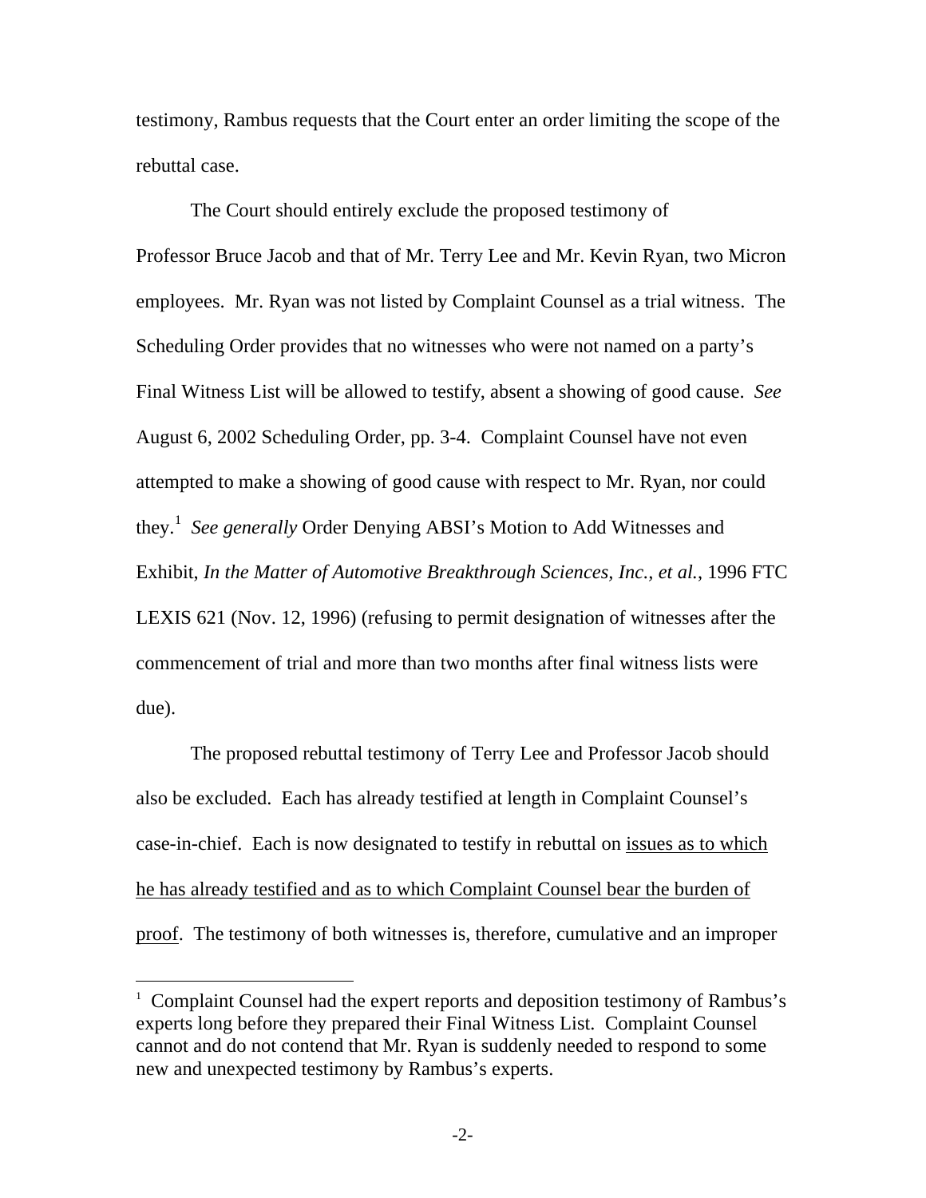testimony, Rambus requests that the Court enter an order limiting the scope of the rebuttal case.

The Court should entirely exclude the proposed testimony of Professor Bruce Jacob and that of Mr. Terry Lee and Mr. Kevin Ryan, two Micron employees. Mr. Ryan was not listed by Complaint Counsel as a trial witness. The Scheduling Order provides that no witnesses who were not named on a party's Final Witness List will be allowed to testify, absent a showing of good cause. *See* August 6, 2002 Scheduling Order, pp. 3-4. Complaint Counsel have not even attempted to make a showing of good cause with respect to Mr. Ryan, nor could they.[1] *See generally* Order Denying ABSI's Motion to Add Witnesses and Exhibit, *In the Matter of Automotive Breakthrough Sciences, Inc., et al.*, 1996 FTC LEXIS 621 (Nov. 12, 1996) (refusing to permit designation of witnesses after the commencement of trial and more than two months after final witness lists were due).

The proposed rebuttal testimony of Terry Lee and Professor Jacob should also be excluded. Each has already testified at length in Complaint Counsel's case-in-chief. Each is now designated to testify in rebuttal on <u>issues as to which he has already testified and as to which Complaint Counsel bear the burden of proof</u>. The testimony of both witnesses is, therefore, cumulative and an improper

[1] Complaint Counsel had the expert reports and deposition testimony of Rambus's experts long before they prepared their Final Witness List. Complaint Counsel cannot and do not contend that Mr. Ryan is suddenly needed to respond to some new and unexpected testimony by Rambus's experts.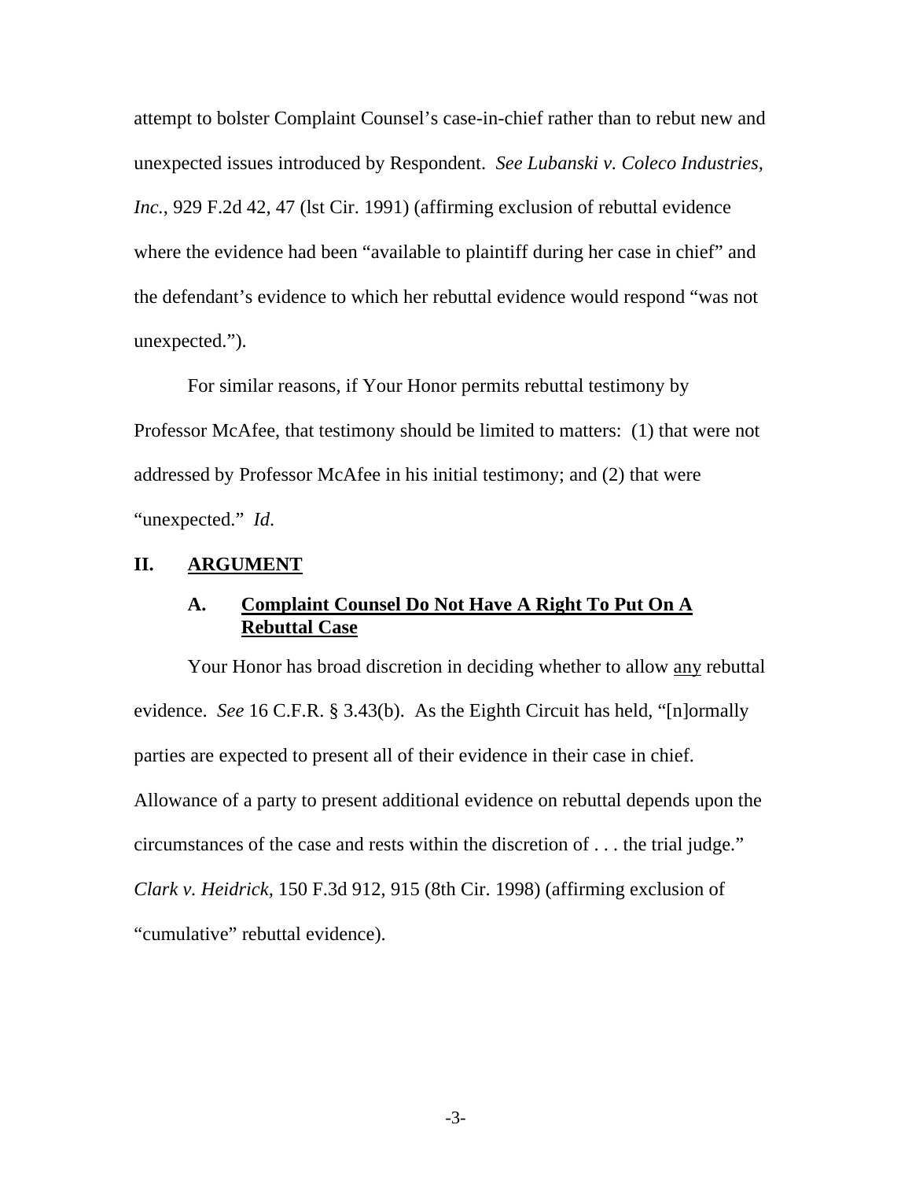attempt to bolster Complaint Counsel's case-in-chief rather than to rebut new and unexpected issues introduced by Respondent. *See Lubanski v. Coleco Industries, Inc.*, 929 F.2d 42, 47 (lst Cir. 1991) (affirming exclusion of rebuttal evidence where the evidence had been "available to plaintiff during her case in chief" and the defendant's evidence to which her rebuttal evidence would respond "was not unexpected.").

For similar reasons, if Your Honor permits rebuttal testimony by Professor McAfee, that testimony should be limited to matters: (1) that were not addressed by Professor McAfee in his initial testimony; and (2) that were "unexpected." *Id*.

## II. ARGUMENT

### A. Complaint Counsel Do Not Have A Right To Put On A Rebuttal Case

Your Honor has broad discretion in deciding whether to allow any rebuttal evidence. *See* 16 C.F.R. § 3.43(b). As the Eighth Circuit has held, "[n]ormally parties are expected to present all of their evidence in their case in chief. Allowance of a party to present additional evidence on rebuttal depends upon the circumstances of the case and rests within the discretion of . . . the trial judge." *Clark v. Heidrick*, 150 F.3d 912, 915 (8th Cir. 1998) (affirming exclusion of "cumulative" rebuttal evidence).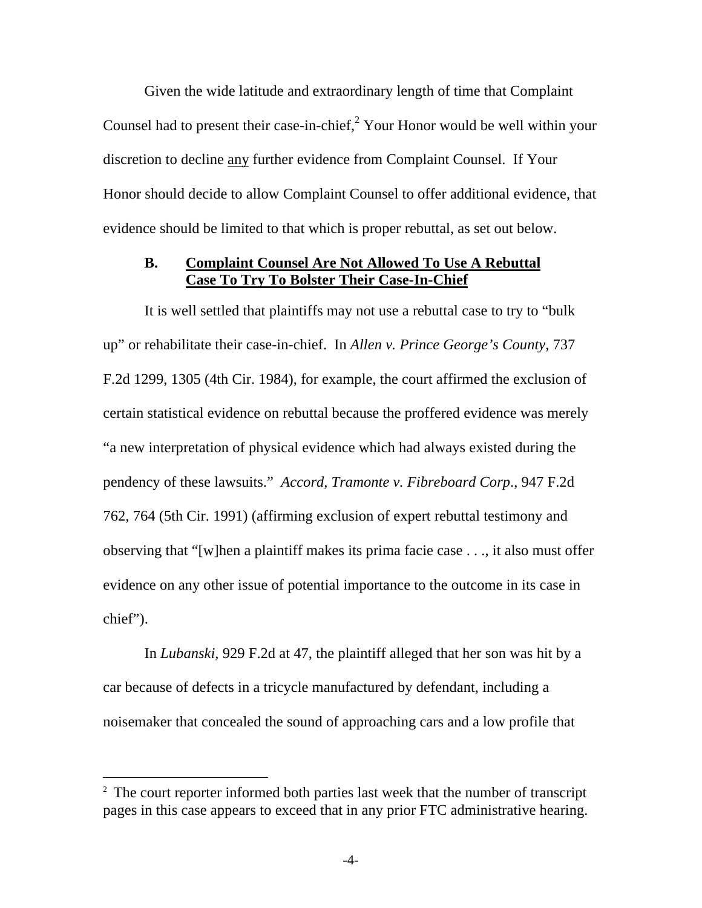Given the wide latitude and extraordinary length of time that Complaint Counsel had to present their case-in-chief,[2] Your Honor would be well within your discretion to decline <u>any</u> further evidence from Complaint Counsel. If Your Honor should decide to allow Complaint Counsel to offer additional evidence, that evidence should be limited to that which is proper rebuttal, as set out below.

### B. <u>Complaint Counsel Are Not Allowed To Use A Rebuttal Case To Try To Bolster Their Case-In-Chief</u>

It is well settled that plaintiffs may not use a rebuttal case to try to "bulk up" or rehabilitate their case-in-chief. In *Allen v. Prince George's County*, 737 F.2d 1299, 1305 (4th Cir. 1984), for example, the court affirmed the exclusion of certain statistical evidence on rebuttal because the proffered evidence was merely "a new interpretation of physical evidence which had always existed during the pendency of these lawsuits." *Accord, Tramonte v. Fibreboard Corp.*, 947 F.2d 762, 764 (5th Cir. 1991) (affirming exclusion of expert rebuttal testimony and observing that "[w]hen a plaintiff makes its prima facie case . . ., it also must offer evidence on any other issue of potential importance to the outcome in its case in chief").

In *Lubanski*, 929 F.2d at 47, the plaintiff alleged that her son was hit by a car because of defects in a tricycle manufactured by defendant, including a noisemaker that concealed the sound of approaching cars and a low profile that

---

[2] The court reporter informed both parties last week that the number of transcript pages in this case appears to exceed that in any prior FTC administrative hearing.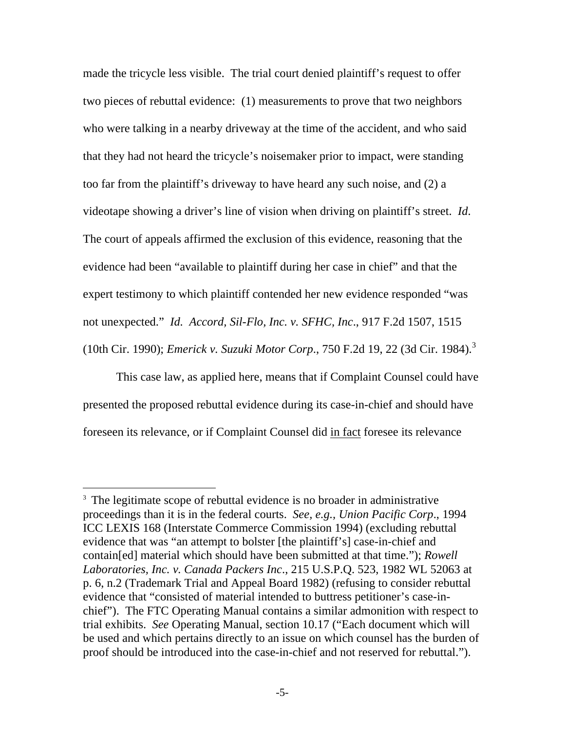made the tricycle less visible. The trial court denied plaintiff's request to offer two pieces of rebuttal evidence: (1) measurements to prove that two neighbors who were talking in a nearby driveway at the time of the accident, and who said that they had not heard the tricycle's noisemaker prior to impact, were standing too far from the plaintiff's driveway to have heard any such noise, and (2) a videotape showing a driver's line of vision when driving on plaintiff's street. *Id*. The court of appeals affirmed the exclusion of this evidence, reasoning that the evidence had been "available to plaintiff during her case in chief" and that the expert testimony to which plaintiff contended her new evidence responded "was not unexpected." *Id*. *Accord, Sil-Flo, Inc. v. SFHC, Inc*., 917 F.2d 1507, 1515 (10th Cir. 1990); *Emerick v. Suzuki Motor Corp*., 750 F.2d 19, 22 (3d Cir. 1984).[3]

This case law, as applied here, means that if Complaint Counsel could have presented the proposed rebuttal evidence during its case-in-chief and should have foreseen its relevance, or if Complaint Counsel did <u>in fact</u> foresee its relevance

---

[3] The legitimate scope of rebuttal evidence is no broader in administrative proceedings than it is in the federal courts. *See, e.g., Union Pacific Corp*., 1994 ICC LEXIS 168 (Interstate Commerce Commission 1994) (excluding rebuttal evidence that was "an attempt to bolster [the plaintiff's] case-in-chief and contain[ed] material which should have been submitted at that time."); *Rowell Laboratories, Inc. v. Canada Packers Inc*., 215 U.S.P.Q. 523, 1982 WL 52063 at p. 6, n.2 (Trademark Trial and Appeal Board 1982) (refusing to consider rebuttal evidence that "consisted of material intended to buttress petitioner's case-in-chief"). The FTC Operating Manual contains a similar admonition with respect to trial exhibits. *See* Operating Manual, section 10.17 ("Each document which will be used and which pertains directly to an issue on which counsel has the burden of proof should be introduced into the case-in-chief and not reserved for rebuttal.").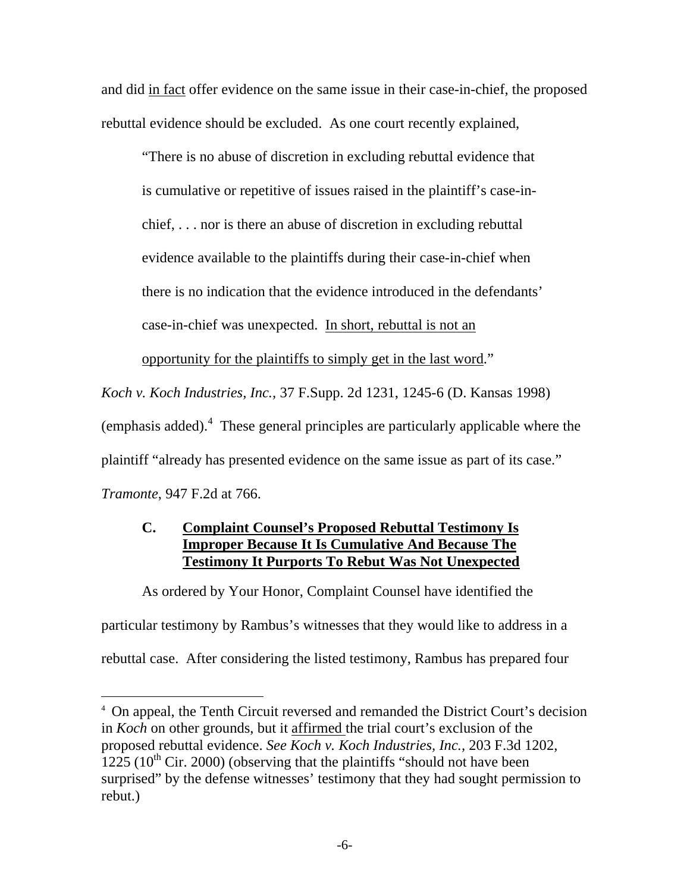and did <u>in fact</u> offer evidence on the same issue in their case-in-chief, the proposed rebuttal evidence should be excluded. As one court recently explained,

> "There is no abuse of discretion in excluding rebuttal evidence that is cumulative or repetitive of issues raised in the plaintiff's case-in-chief, . . . nor is there an abuse of discretion in excluding rebuttal evidence available to the plaintiffs during their case-in-chief when there is no indication that the evidence introduced in the defendants' case-in-chief was unexpected. <u>In short, rebuttal is not an opportunity for the plaintiffs to simply get in the last word</u>."

*Koch v. Koch Industries, Inc.,* 37 F.Supp. 2d 1231, 1245-6 (D. Kansas 1998) (emphasis added).[4] These general principles are particularly applicable where the plaintiff "already has presented evidence on the same issue as part of its case." *Tramonte*, 947 F.2d at 766.

### C. <u>Complaint Counsel's Proposed Rebuttal Testimony Is Improper Because It Is Cumulative And Because The Testimony It Purports To Rebut Was Not Unexpected</u>

As ordered by Your Honor, Complaint Counsel have identified the particular testimony by Rambus's witnesses that they would like to address in a rebuttal case. After considering the listed testimony, Rambus has prepared four

---

[4] On appeal, the Tenth Circuit reversed and remanded the District Court's decision in *Koch* on other grounds, but it <u>affirmed</u> the trial court's exclusion of the proposed rebuttal evidence. *See Koch v. Koch Industries, Inc.,* 203 F.3d 1202, 1225 (10th Cir. 2000) (observing that the plaintiffs "should not have been surprised" by the defense witnesses' testimony that they had sought permission to rebut.)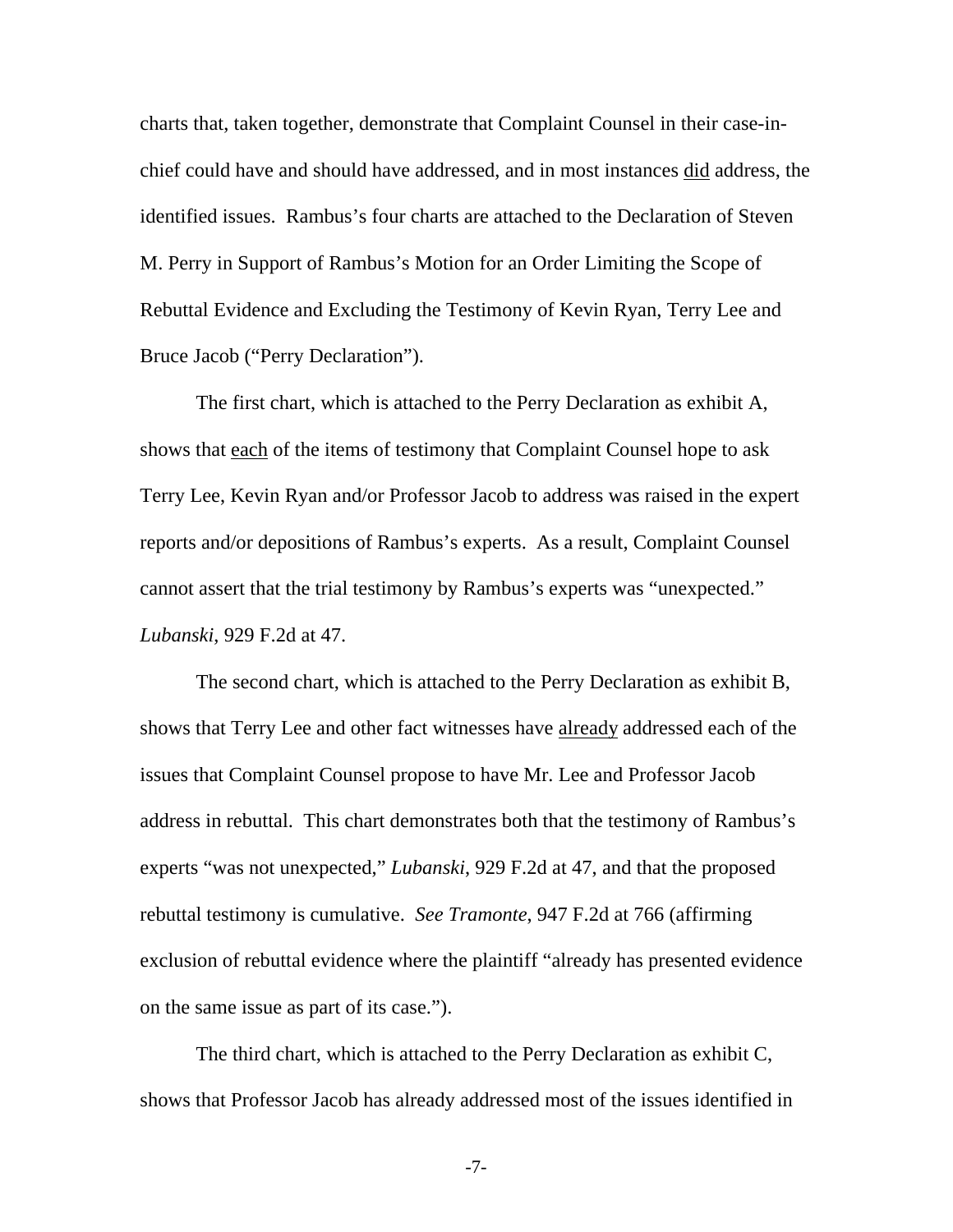charts that, taken together, demonstrate that Complaint Counsel in their case-in-chief could have and should have addressed, and in most instances <u>did</u> address, the identified issues. Rambus's four charts are attached to the Declaration of Steven M. Perry in Support of Rambus's Motion for an Order Limiting the Scope of Rebuttal Evidence and Excluding the Testimony of Kevin Ryan, Terry Lee and Bruce Jacob ("Perry Declaration").

The first chart, which is attached to the Perry Declaration as exhibit A, shows that <u>each</u> of the items of testimony that Complaint Counsel hope to ask Terry Lee, Kevin Ryan and/or Professor Jacob to address was raised in the expert reports and/or depositions of Rambus's experts. As a result, Complaint Counsel cannot assert that the trial testimony by Rambus's experts was "unexpected." *Lubanski*, 929 F.2d at 47.

The second chart, which is attached to the Perry Declaration as exhibit B, shows that Terry Lee and other fact witnesses have <u>already</u> addressed each of the issues that Complaint Counsel propose to have Mr. Lee and Professor Jacob address in rebuttal. This chart demonstrates both that the testimony of Rambus's experts "was not unexpected," *Lubanski*, 929 F.2d at 47, and that the proposed rebuttal testimony is cumulative. *See Tramonte*, 947 F.2d at 766 (affirming exclusion of rebuttal evidence where the plaintiff "already has presented evidence on the same issue as part of its case.").

The third chart, which is attached to the Perry Declaration as exhibit C, shows that Professor Jacob has already addressed most of the issues identified in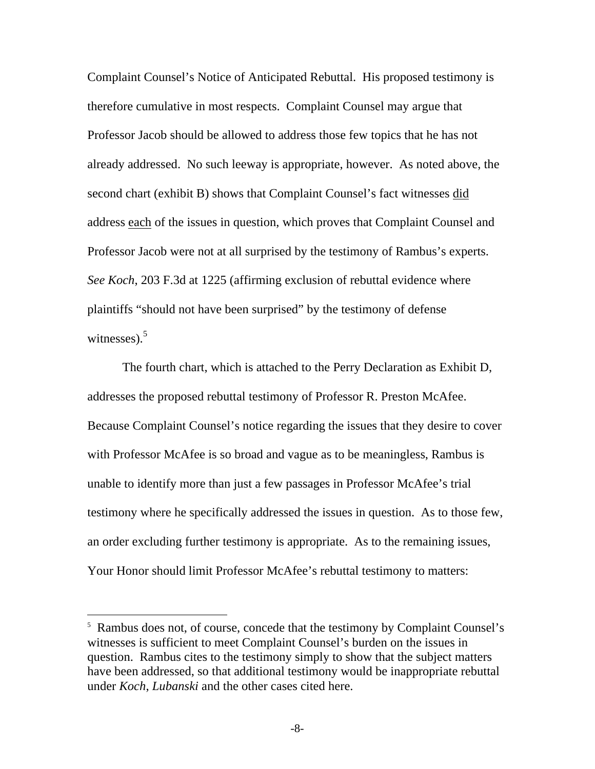Complaint Counsel's Notice of Anticipated Rebuttal. His proposed testimony is therefore cumulative in most respects. Complaint Counsel may argue that Professor Jacob should be allowed to address those few topics that he has not already addressed. No such leeway is appropriate, however. As noted above, the second chart (exhibit B) shows that Complaint Counsel's fact witnesses <u>did</u> address <u>each</u> of the issues in question, which proves that Complaint Counsel and Professor Jacob were not at all surprised by the testimony of Rambus's experts. *See Koch*, 203 F.3d at 1225 (affirming exclusion of rebuttal evidence where plaintiffs "should not have been surprised" by the testimony of defense witnesses).[5]

The fourth chart, which is attached to the Perry Declaration as Exhibit D, addresses the proposed rebuttal testimony of Professor R. Preston McAfee. Because Complaint Counsel's notice regarding the issues that they desire to cover with Professor McAfee is so broad and vague as to be meaningless, Rambus is unable to identify more than just a few passages in Professor McAfee's trial testimony where he specifically addressed the issues in question. As to those few, an order excluding further testimony is appropriate. As to the remaining issues, Your Honor should limit Professor McAfee's rebuttal testimony to matters:

---

[5] Rambus does not, of course, concede that the testimony by Complaint Counsel's witnesses is sufficient to meet Complaint Counsel's burden on the issues in question. Rambus cites to the testimony simply to show that the subject matters have been addressed, so that additional testimony would be inappropriate rebuttal under *Koch, Lubanski* and the other cases cited here.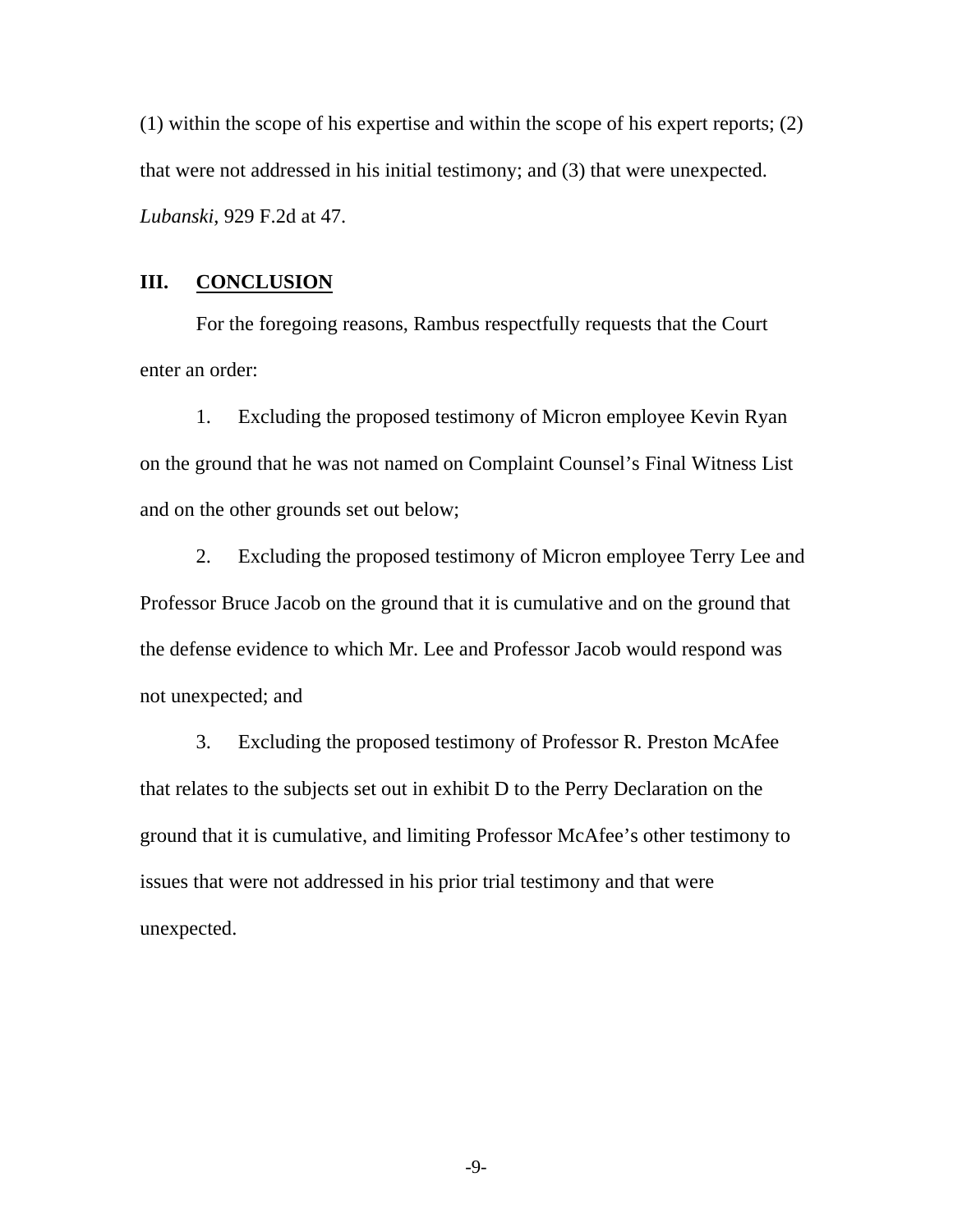(1) within the scope of his expertise and within the scope of his expert reports; (2) that were not addressed in his initial testimony; and (3) that were unexpected. *Lubanski*, 929 F.2d at 47.

## III. CONCLUSION

For the foregoing reasons, Rambus respectfully requests that the Court enter an order:

1. Excluding the proposed testimony of Micron employee Kevin Ryan on the ground that he was not named on Complaint Counsel's Final Witness List and on the other grounds set out below;

2. Excluding the proposed testimony of Micron employee Terry Lee and Professor Bruce Jacob on the ground that it is cumulative and on the ground that the defense evidence to which Mr. Lee and Professor Jacob would respond was not unexpected; and

3. Excluding the proposed testimony of Professor R. Preston McAfee that relates to the subjects set out in exhibit D to the Perry Declaration on the ground that it is cumulative, and limiting Professor McAfee's other testimony to issues that were not addressed in his prior trial testimony and that were unexpected.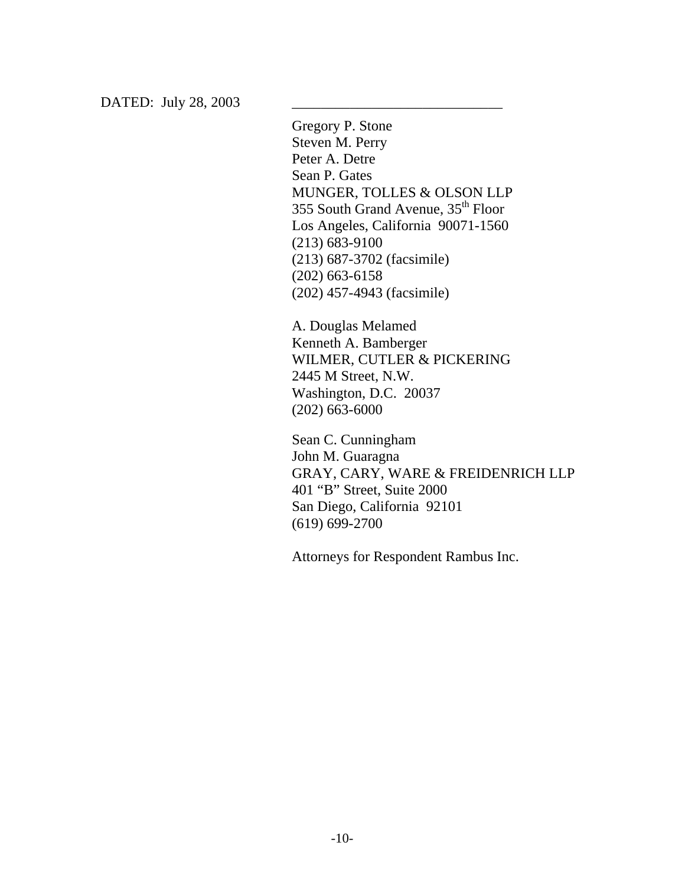DATED: July 28, 2003 ______________________________

Gregory P. Stone  
Steven M. Perry  
Peter A. Detre  
Sean P. Gates  
MUNGER, TOLLES & OLSON LLP  
355 South Grand Avenue, 35th Floor  
Los Angeles, California 90071-1560  
(213) 683-9100  
(213) 687-3702 (facsimile)  
(202) 663-6158  
(202) 457-4943 (facsimile)

A. Douglas Melamed  
Kenneth A. Bamberger  
WILMER, CUTLER & PICKERING  
2445 M Street, N.W.  
Washington, D.C. 20037  
(202) 663-6000

Sean C. Cunningham  
John M. Guaragna  
GRAY, CARY, WARE & FREIDENRICH LLP  
401 "B" Street, Suite 2000  
San Diego, California 92101  
(619) 699-2700

Attorneys for Respondent Rambus Inc.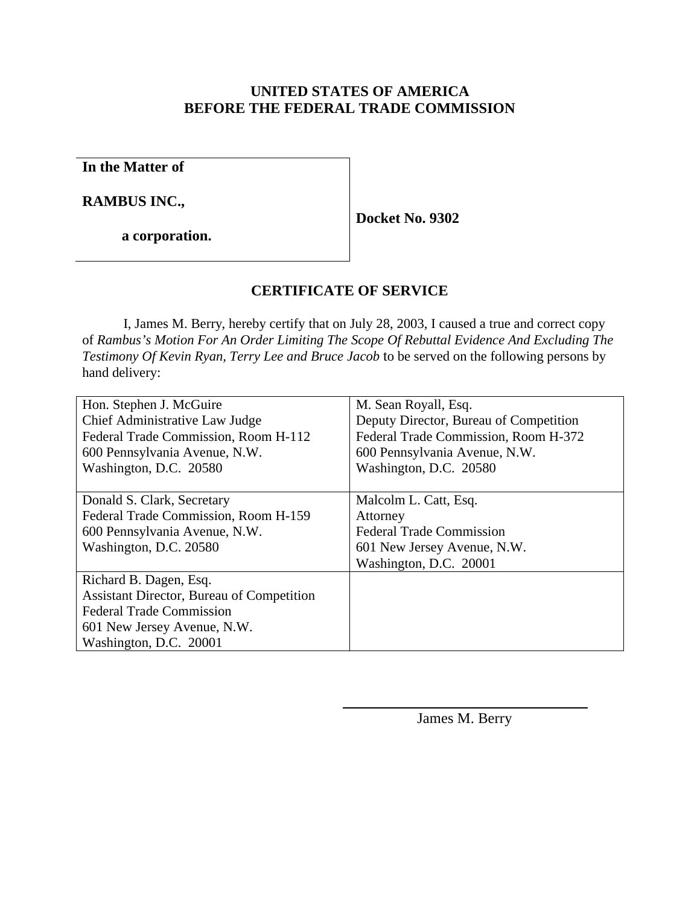**UNITED STATES OF AMERICA**
**BEFORE THE FEDERAL TRADE COMMISSION**

| In the Matter of<br><br>RAMBUS INC.,<br><br>a corporation. | Docket No. 9302 |
|---|---|

## CERTIFICATE OF SERVICE

I, James M. Berry, hereby certify that on July 28, 2003, I caused a true and correct copy of *Rambus's Motion For An Order Limiting The Scope Of Rebuttal Evidence And Excluding The Testimony Of Kevin Ryan, Terry Lee and Bruce Jacob* to be served on the following persons by hand delivery:

| | |
|---|---|
| Hon. Stephen J. McGuire<br>Chief Administrative Law Judge<br>Federal Trade Commission, Room H-112<br>600 Pennsylvania Avenue, N.W.<br>Washington, D.C. 20580 | M. Sean Royall, Esq.<br>Deputy Director, Bureau of Competition<br>Federal Trade Commission, Room H-372<br>600 Pennsylvania Avenue, N.W.<br>Washington, D.C. 20580 |
| Donald S. Clark, Secretary<br>Federal Trade Commission, Room H-159<br>600 Pennsylvania Avenue, N.W.<br>Washington, D.C. 20580 | Malcolm L. Catt, Esq.<br>Attorney<br>Federal Trade Commission<br>601 New Jersey Avenue, N.W.<br>Washington, D.C. 20001 |
| Richard B. Dagen, Esq.<br>Assistant Director, Bureau of Competition<br>Federal Trade Commission<br>601 New Jersey Avenue, N.W.<br>Washington, D.C. 20001 | |

James M. Berry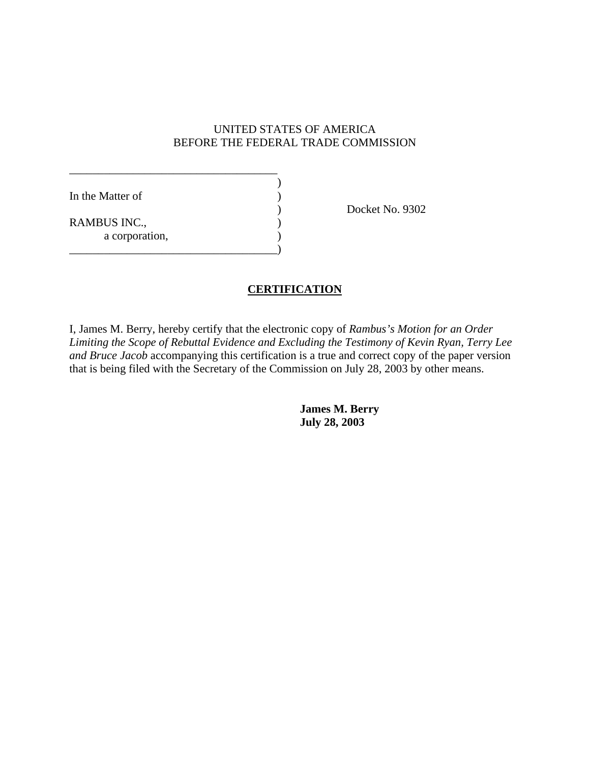UNITED STATES OF AMERICA
BEFORE THE FEDERAL TRADE COMMISSION

In the Matter of

RAMBUS INC.,
a corporation,

Docket No. 9302

## CERTIFICATION

I, James M. Berry, hereby certify that the electronic copy of *Rambus's Motion for an Order Limiting the Scope of Rebuttal Evidence and Excluding the Testimony of Kevin Ryan, Terry Lee and Bruce Jacob* accompanying this certification is a true and correct copy of the paper version that is being filed with the Secretary of the Commission on July 28, 2003 by other means.

**James M. Berry**
**July 28, 2003**